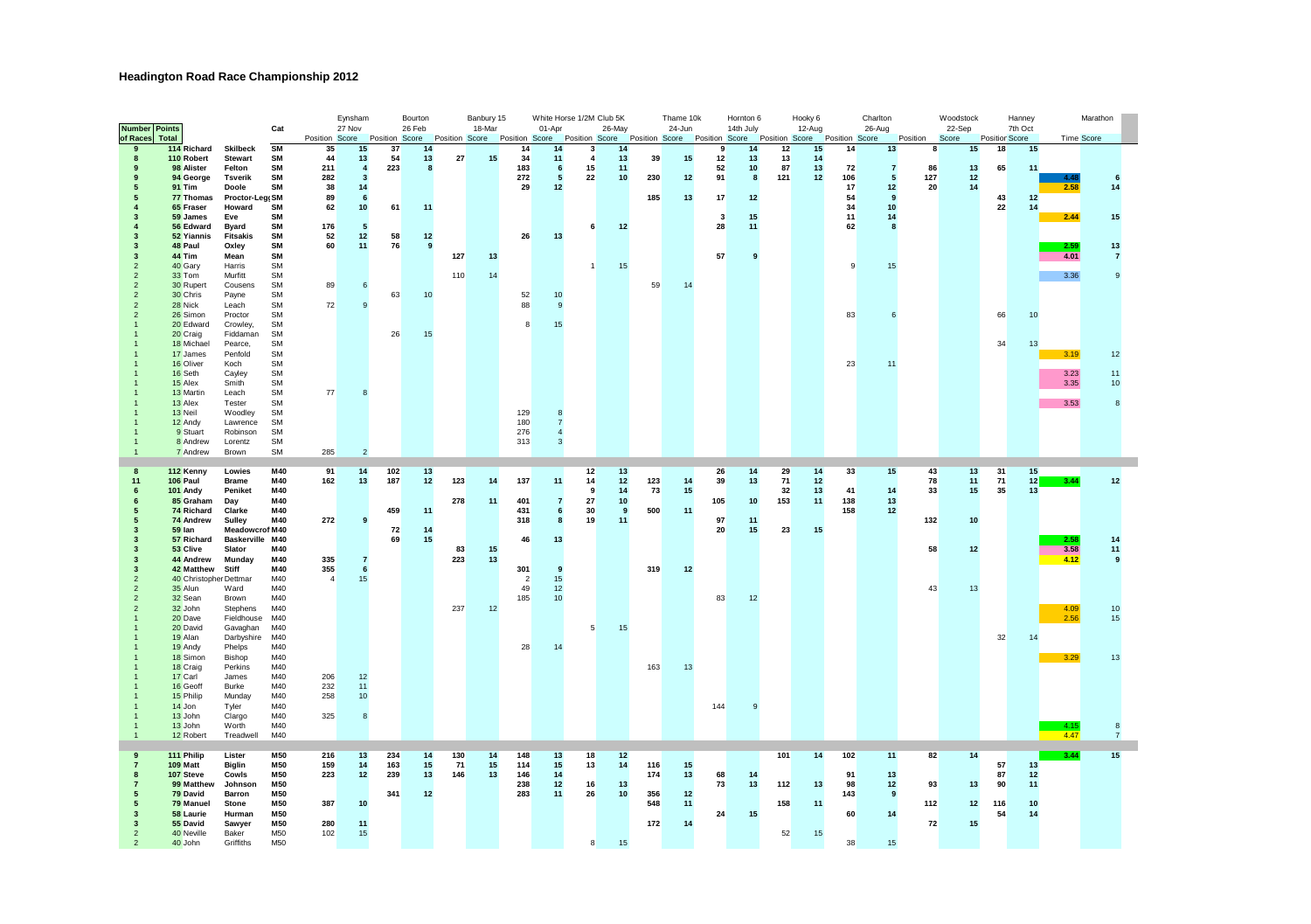| Number of Races | Points Total | | | Cat | Eynsham 27 Nov | | Bourton 26 Feb | | Banbury 15 18-Mar | | White Horse 1/2M 01-Apr | | Club 5K 26-May | | Thame 10k 24-Jun | | Hornton 6 14th July | | Hooky 6 12-Aug | | Charlton 26-Aug | | Woodstock 22-Sep | | Hanney 7th Oct | | Marathon | |
|---|---|---|---|---|---|---|---|---|---|---|---|---|---|---|---|---|---|---|---|---|---|---|---|---|---|---|---|---|
| | | | | | Position | Score | Position | Score | Position | Score | Position | Score | Position | Score | Position | Score | Position | Score | Position | Score | Position | Score | Position | Score | Position | Score | Time | Score |
| 9 | 114 | Richard | Skilbeck | SM | 35 | 15 | 37 | 14 | | | 14 | 14 | 3 | 14 | | | 9 | 14 | 12 | 15 | 14 | 13 | 8 | 15 | 18 | 15 | | |
| 8 | 110 | Robert | Stewart | SM | 44 | 13 | 54 | 13 | 27 | 15 | 34 | 11 | 4 | 13 | 39 | 15 | 12 | 13 | 13 | 14 | | | | | | | | |
| 9 | 98 | Alister | Felton | SM | 211 | 4 | 223 | 8 | | | 183 | 6 | 15 | 11 | | | 52 | 10 | 87 | 13 | 72 | 7 | 86 | 13 | 65 | 11 | | |
| 9 | 94 | George | Tsverik | SM | 282 | 3 | | | | | 272 | 5 | 22 | 10 | 230 | 12 | 91 | 8 | 121 | 12 | 106 | 5 | 127 | 12 | | | 4.48 | 6 |
| 5 | 91 | Tim | Doole | SM | 38 | 14 | | | | | 29 | 12 | | | | | | | | | 17 | 12 | 20 | 14 | | | 2.58 | 14 |
| 5 | 77 | Thomas | Proctor-Legg | SM | 89 | 6 | | | | | | | | | 185 | 13 | 17 | 12 | | | 54 | 9 | | | 43 | 12 | | |
| 4 | 65 | Fraser | Howard | SM | 62 | 10 | 61 | 11 | | | | | | | | | | | | | 34 | 10 | | | 22 | 14 | | |
| 3 | 59 | James | Eve | SM | | | | | | | | | | | | | 3 | 15 | | | 11 | 14 | | | | | 2.44 | 15 |
| 4 | 56 | Edward | Byard | SM | 176 | 5 | | | | | | | 6 | 12 | | | 28 | 11 | | | 62 | 8 | | | | | | |
| 3 | 52 | Yiannis | Fitsakis | SM | 52 | 12 | 58 | 12 | | | 26 | 13 | | | | | | | | | | | | | | | | |
| 3 | 48 | Paul | Oxley | SM | 60 | 11 | 76 | 9 | | | | | | | | | | | | | | | | | | | 2.59 | 13 |
| 3 | 44 | Tim | Mean | SM | | | | | 127 | 13 | | | | | | | 57 | 9 | | | | | | | | | 4.01 | 7 |
| 2 | 40 | Gary | Harris | SM | | | | | | | | | 1 | 15 | | | | | | | 9 | 15 | | | | | | |
| 2 | 33 | Tom | Murfitt | SM | | | | | 110 | 14 | | | | | | | | | | | | | | | | | 3.36 | 9 |
| 2 | 30 | Rupert | Cousens | SM | 89 | 6 | | | | | | | | | 59 | 14 | | | | | | | | | | | | |
| 2 | 30 | Chris | Payne | SM | | | 63 | 10 | | | 52 | 10 | | | | | | | | | | | | | | | | |
| 2 | 28 | Nick | Leach | SM | 72 | 9 | | | | | 88 | 9 | | | | | | | | | | | | | | | | |
| 2 | 26 | Simon | Proctor | SM | | | | | | | | | | | | | | | | | 83 | 6 | | | 66 | 10 | | |
| 1 | 20 | Edward | Crowley, | SM | | | | | | | 8 | 15 | | | | | | | | | | | | | | | | |
| 1 | 20 | Craig | Fiddaman | SM | | | 26 | 15 | | | | | | | | | | | | | | | | | | | | |
| 1 | 18 | Michael | Pearce, | SM | | | | | | | | | | | | | | | | | | | | | 34 | 13 | | |
| 1 | 17 | James | Penfold | SM | | | | | | | | | | | | | | | | | | | | | | | 3.19 | 12 |
| 1 | 16 | Oliver | Koch | SM | | | | | | | | | | | | | | | | | 23 | 11 | | | | | | |
| 1 | 16 | Seth | Cayley | SM | | | | | | | | | | | | | | | | | | | | | | | 3.23 | 11 |
| 1 | 15 | Alex | Smith | SM | | | | | | | | | | | | | | | | | | | | | | | 3.35 | 10 |
| 1 | 13 | Martin | Leach | SM | 77 | 8 | | | | | | | | | | | | | | | | | | | | | | |
| 1 | 13 | Alex | Tester | SM | | | | | | | | | | | | | | | | | | | | | | | 3.53 | 8 |
| 1 | 13 | Neil | Woodley | SM | | | | | | | 129 | 8 | | | | | | | | | | | | | | | | |
| 1 | 12 | Andy | Lawrence | SM | | | | | | | 180 | 7 | | | | | | | | | | | | | | | | |
| 1 | 9 | Stuart | Robinson | SM | | | | | | | 276 | 4 | | | | | | | | | | | | | | | | |
| 1 | 8 | Andrew | Lorentz | SM | | | | | | | 313 | 3 | | | | | | | | | | | | | | | | |
| 1 | 7 | Andrew | Brown | SM | 285 | 2 | | | | | | | | | | | | | | | | | | | | | | |
| 8 | 112 | Kenny | Lowies | M40 | 91 | 14 | 102 | 13 | | | | | 12 | 13 | | | 26 | 14 | 29 | 14 | 33 | 15 | 43 | 13 | 31 | 15 | | |
| 11 | 106 | Paul | Brame | M40 | 162 | 13 | 187 | 12 | 123 | 14 | 137 | 11 | 14 | 12 | 123 | 14 | 39 | 13 | 71 | 12 | | | 78 | 11 | 71 | 12 | 3.44 | 12 |
| 6 | 101 | Andy | Peniket | M40 | | | | | | | | | 9 | 14 | 73 | 15 | | | 32 | 13 | 41 | 14 | 33 | 15 | 35 | 13 | | |
| 6 | 85 | Graham | Day | M40 | | | | | 278 | 11 | 401 | 7 | 27 | 10 | | | 105 | 10 | 153 | 11 | 138 | 13 | | | | | | |
| 5 | 74 | Richard | Clarke | M40 | | | 459 | 11 | | | 431 | 6 | 30 | 9 | 500 | 11 | | | | | 158 | 12 | | | | | | |
| 5 | 74 | Andrew | Sulley | M40 | 272 | 9 | | | | | 318 | 8 | 19 | 11 | | | 97 | 11 | | | | | 132 | 10 | | | | |
| 3 | 59 | Ian | Meadowcroft | M40 | | | 72 | 14 | | | | | | | | | 20 | 15 | 23 | 15 | | | | | | | | |
| 3 | 57 | Richard | Baskerville | M40 | | | 69 | 15 | | | 46 | 13 | | | | | | | | | | | | | | | 2.58 | 14 |
| 3 | 53 | Clive | Slator | M40 | | | | | 83 | 15 | | | | | | | | | | | | | 58 | 12 | | | 3.58 | 11 |
| 3 | 44 | Andrew | Munday | M40 | 335 | 7 | | | 223 | 13 | | | | | | | | | | | | | | | | | 4.12 | 9 |
| 3 | 42 | Matthew | Stiff | M40 | 355 | 6 | | | | | 301 | 9 | | | 319 | 12 | | | | | | | | | | | | |
| 2 | 40 | Christopher | Dettmar | M40 | 4 | 15 | | | | | 2 | 15 | | | | | | | | | | | | | | | | |
| 2 | 35 | Alun | Ward | M40 | | | | | | | 49 | 12 | | | | | | | | | | | 43 | 13 | | | | |
| 2 | 32 | Sean | Brown | M40 | | | | | | | 185 | 10 | | | | | 83 | 12 | | | | | | | | | | |
| 2 | 32 | John | Stephens | M40 | | | | | 237 | 12 | | | | | | | | | | | | | | | | | 4.09 | 10 |
| 1 | 20 | Dave | Fieldhouse | M40 | | | | | | | | | | | | | | | | | | | | | | | 2.56 | 15 |
| 1 | 20 | David | Gavaghan | M40 | | | | | | | | | 5 | 15 | | | | | | | | | | | | | | |
| 1 | 19 | Alan | Darbyshire | M40 | | | | | | | | | | | | | | | | | | | | | 32 | 14 | | |
| 1 | 19 | Andy | Phelps | M40 | | | | | | | 28 | 14 | | | | | | | | | | | | | | | | |
| 1 | 18 | Simon | Bishop | M40 | | | | | | | | | | | | | | | | | | | | | | | 3.29 | 13 |
| 1 | 18 | Craig | Perkins | M40 | | | | | | | | | | | 163 | 13 | | | | | | | | | | | | |
| 1 | 17 | Carl | James | M40 | 206 | 12 | | | | | | | | | | | | | | | | | | | | | | |
| 1 | 16 | Geoff | Burke | M40 | 232 | 11 | | | | | | | | | | | | | | | | | | | | | | |
| 1 | 15 | Philip | Munday | M40 | 258 | 10 | | | | | | | | | | | | | | | | | | | | | | |
| 1 | 14 | Jon | Tyler | M40 | | | | | | | | | | | | | 144 | 9 | | | | | | | | | | |
| 1 | 13 | John | Clargo | M40 | 325 | 8 | | | | | | | | | | | | | | | | | | | | | | |
| 1 | 13 | John | Worth | M40 | | | | | | | | | | | | | | | | | | | | | | | 4.15 | 8 |
| 1 | 12 | Robert | Treadwell | M40 | | | | | | | | | | | | | | | | | | | | | | | 4.47 | 7 |
| 9 | 111 | Philip | Lister | M50 | 216 | 13 | 234 | 14 | 130 | 14 | 148 | 13 | 18 | 12 | | | | | 101 | 14 | 102 | 11 | 82 | 14 | | | 3.44 | 15 |
| 7 | 109 | Matt | Biglin | M50 | 159 | 14 | 163 | 15 | 71 | 15 | 114 | 15 | 13 | 14 | 116 | 15 | | | | | | | | | 57 | 13 | | |
| 8 | 107 | Steve | Cowls | M50 | 223 | 12 | 239 | 13 | 146 | 13 | 146 | 14 | | | 174 | 13 | 68 | 14 | | | 91 | 13 | | | 87 | 12 | | |
| 7 | 99 | Matthew | Johnson | M50 | | | | | | | 238 | 12 | 16 | 13 | | | 73 | 13 | 112 | 13 | 98 | 12 | 93 | 13 | 90 | 11 | | |
| 5 | 79 | David | Barron | M50 | | | 341 | 12 | | | 283 | 11 | 26 | 10 | 356 | 12 | | | | | 143 | 9 | | | | | | |
| 5 | 79 | Manuel | Stone | M50 | 387 | 10 | | | | | | | | | 548 | 11 | | | 158 | 11 | | | 112 | 12 | 116 | 10 | | |
| 3 | 58 | Laurie | Hurman | M50 | | | | | | | | | | | | | 24 | 15 | | | 60 | 14 | | | 54 | 14 | | |
| 3 | 55 | David | Sawyer | M50 | 280 | 11 | | | | | | | | | 172 | 14 | | | | | | | 72 | 15 | | | | |
| 2 | 40 | Neville | Baker | M50 | 102 | 15 | | | | | | | | | | | | | 52 | 15 | | | | | | | | |
| 2 | 40 | John | Griffiths | M50 | | | | | | | | | 8 | 15 | | | | | | | 38 | 15 | | | | | | |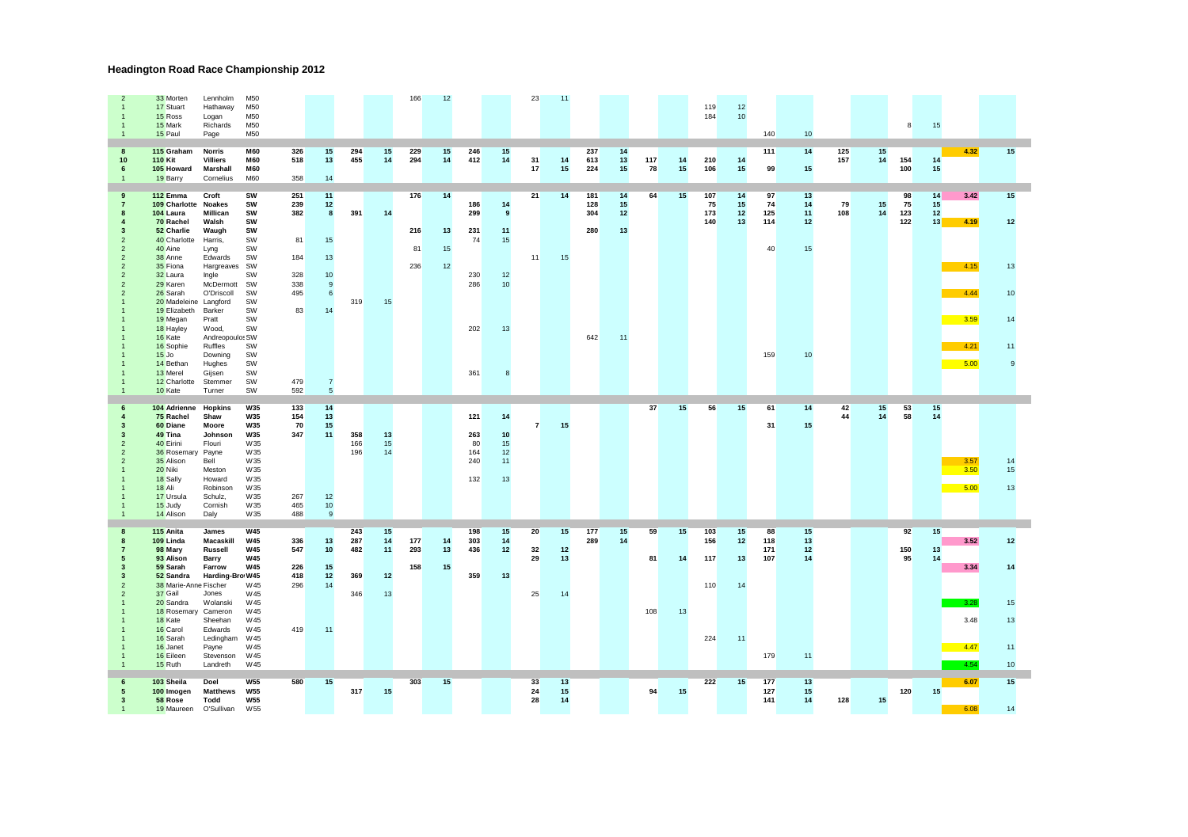# Headington Road Race Championship 2012

| | | | | | | | | | | | | | | | | | | | | | | | | | | | | |
|---|---|---|---|---|---|---|---|---|---|---|---|---|---|---|---|---|---|---|---|---|---|---|---|---|---|---|---|---|
| 2 | 33 | Morten | Lennholm | M50 | | | | | 166 | 12 | | | 23 | 11 | | | | | | | | | | | | | | |
| 1 | 17 | Stuart | Hathaway | M50 | | | | | | | | | | | | | | | 119 | 12 | | | | | | | | |
| 1 | 15 | Ross | Logan | M50 | | | | | | | | | | | | | | | 184 | 10 | | | | | | | | |
| 1 | 15 | Mark | Richards | M50 | | | | | | | | | | | | | | | | | | | | | 8 | 15 | | |
| 1 | 15 | Paul | Page | M50 | | | | | | | | | | | | | | | | | 140 | 10 | | | | | | |
| 8 | 115 | Graham | Norris | M60 | 326 | 15 | 294 | 15 | 229 | 15 | 246 | 15 | | | 237 | 14 | | | | | 111 | 14 | 125 | 15 | | | 4.32 | 15 |
| 10 | 110 | Kit | Villiers | M60 | 518 | 13 | 455 | 14 | 294 | 14 | 412 | 14 | 31 | 14 | 613 | 13 | 117 | 14 | 210 | 14 | | | 157 | 14 | 154 | 14 | | |
| 6 | 105 | Howard | Marshall | M60 | | | | | | | | | 17 | 15 | 224 | 15 | 78 | 15 | 106 | 15 | 99 | 15 | | | 100 | 15 | | |
| 1 | 19 | Barry | Cornelius | M60 | 358 | 14 | | | | | | | | | | | | | | | | | | | | | | |
| 9 | 112 | Emma | Croft | SW | 251 | 11 | | | 176 | 14 | | | 21 | 14 | 181 | 14 | 64 | 15 | 107 | 14 | 97 | 13 | | | 98 | 14 | 3.42 | 15 |
| 7 | 109 | Charlotte | Noakes | SW | 239 | 12 | | | | | 186 | 14 | | | 128 | 15 | | | 75 | 15 | 74 | 14 | 79 | 15 | 75 | 15 | | |
| 8 | 104 | Laura | Millican | SW | 382 | 8 | 391 | 14 | | | 299 | 9 | | | 304 | 12 | | | 173 | 12 | 125 | 11 | 108 | 14 | 123 | 12 | | |
| 4 | 70 | Rachel | Walsh | SW | | | | | | | | | | | | | | | 140 | 13 | 114 | 12 | | | 122 | 13 | 4.19 | 12 |
| 3 | 52 | Charlie | Waugh | SW | | | | | 216 | 13 | 231 | 11 | | | 280 | 13 | | | | | | | | | | | | |
| 2 | 40 | Charlotte | Harris, | SW | 81 | 15 | | | | | 74 | 15 | | | | | | | | | | | | | | | | |
| 2 | 40 | Aine | Lyng | SW | | | | | 81 | 15 | | | | | | | | | | | 40 | 15 | | | | | | |
| 2 | 38 | Anne | Edwards | SW | 184 | 13 | | | | | | | 11 | 15 | | | | | | | | | | | | | | |
| 2 | 35 | Fiona | Hargreaves | SW | | | | | 236 | 12 | | | | | | | | | | | | | | | | | 4.15 | 13 |
| 2 | 32 | Laura | Ingle | SW | 328 | 10 | | | | | 230 | 12 | | | | | | | | | | | | | | | | |
| 2 | 29 | Karen | McDermott | SW | 338 | 9 | | | | | 286 | 10 | | | | | | | | | | | | | | | | |
| 2 | 26 | Sarah | O'Driscoll | SW | 495 | 6 | | | | | | | | | | | | | | | | | | | | | 4.44 | 10 |
| 1 | 20 | Madeleine | Langford | SW | | | 319 | 15 | | | | | | | | | | | | | | | | | | | | |
| 1 | 19 | Elizabeth | Barker | SW | 83 | 14 | | | | | | | | | | | | | | | | | | | | | | |
| 1 | 19 | Megan | Pratt | SW | | | | | | | | | | | | | | | | | | | | | | | 3.59 | 14 |
| 1 | 18 | Hayley | Wood, | SW | | | | | | | 202 | 13 | | | | | | | | | | | | | | | | |
| 1 | 16 | Kate | Andreopoulos | SW | | | | | | | | | | | 642 | 11 | | | | | | | | | | | | |
| 1 | 16 | Sophie | Ruffles | SW | | | | | | | | | | | | | | | | | | | | | | | 4.21 | 11 |
| 1 | 15 | Jo | Downing | SW | | | | | | | | | | | | | | | | | 159 | 10 | | | | | | |
| 1 | 14 | Bethan | Hughes | SW | | | | | | | | | | | | | | | | | | | | | | | 5.00 | 9 |
| 1 | 13 | Merel | Gijsen | SW | | | | | | | 361 | 8 | | | | | | | | | | | | | | | | |
| 1 | 12 | Charlotte | Stemmer | SW | 479 | 7 | | | | | | | | | | | | | | | | | | | | | | |
| 1 | 10 | Kate | Turner | SW | 592 | 5 | | | | | | | | | | | | | | | | | | | | | | |
| 6 | 104 | Adrienne | Hopkins | W35 | 133 | 14 | | | | | | | | | | | 37 | 15 | 56 | 15 | 61 | 14 | 42 | 15 | 53 | 15 | | |
| 4 | 75 | Rachel | Shaw | W35 | 154 | 13 | | | | | 121 | 14 | | | | | | | | | | | 44 | 14 | 58 | 14 | | |
| 3 | 60 | Diane | Moore | W35 | 70 | 15 | | | | | | | 7 | 15 | | | | | | | 31 | 15 | | | | | | |
| 3 | 49 | Tina | Johnson | W35 | 347 | 11 | 358 | 13 | | | 263 | 10 | | | | | | | | | | | | | | | | |
| 2 | 40 | Eirini | Flouri | W35 | | | 166 | 15 | | | 80 | 15 | | | | | | | | | | | | | | | | |
| 2 | 36 | Rosemary | Payne | W35 | | | 196 | 14 | | | 164 | 12 | | | | | | | | | | | | | | | | |
| 2 | 35 | Alison | Bell | W35 | | | | | | | 240 | 11 | | | | | | | | | | | | | | | 3.57 | 14 |
| 1 | 20 | Niki | Meston | W35 | | | | | | | | | | | | | | | | | | | | | | | 3.50 | 15 |
| 1 | 18 | Sally | Howard | W35 | | | | | | | 132 | 13 | | | | | | | | | | | | | | | | |
| 1 | 18 | Ali | Robinson | W35 | | | | | | | | | | | | | | | | | | | | | | | 5.00 | 13 |
| 1 | 17 | Ursula | Schulz, | W35 | 267 | 12 | | | | | | | | | | | | | | | | | | | | | | |
| 1 | 15 | Judy | Cornish | W35 | 465 | 10 | | | | | | | | | | | | | | | | | | | | | | |
| 1 | 14 | Alison | Daly | W35 | 488 | 9 | | | | | | | | | | | | | | | | | | | | | | |
| 8 | 115 | Anita | James | W45 | | | 243 | 15 | | | 198 | 15 | 20 | 15 | 177 | 15 | 59 | 15 | 103 | 15 | 88 | 15 | | | 92 | 15 | | |
| 8 | 109 | Linda | Macaskill | W45 | 336 | 13 | 287 | 14 | 177 | 14 | 303 | 14 | | | 289 | 14 | | | 156 | 12 | 118 | 13 | | | | | 3.52 | 12 |
| 7 | 98 | Mary | Russell | W45 | 547 | 10 | 482 | 11 | 293 | 13 | 436 | 12 | 32 | 12 | | | | | | | 171 | 12 | | | 150 | 13 | | |
| 5 | 93 | Alison | Barry | W45 | | | | | | | | | 29 | 13 | | | 81 | 14 | 117 | 13 | 107 | 14 | | | 95 | 14 | | |
| 3 | 59 | Sarah | Farrow | W45 | 226 | 15 | | | 158 | 15 | | | | | | | | | | | | | | | | | 3.34 | 14 |
| 3 | 52 | Sandra | Harding-Bro | W45 | 418 | 12 | 369 | 12 | | | 359 | 13 | | | | | | | | | | | | | | | | |
| 2 | 38 | Marie-Anne | Fischer | W45 | 296 | 14 | | | | | | | | | | | | | 110 | 14 | | | | | | | | |
| 2 | 37 | Gail | Jones | W45 | | | 346 | 13 | | | | | 25 | 14 | | | | | | | | | | | | | | |
| 1 | 20 | Sandra | Wolanski | W45 | | | | | | | | | | | | | | | | | | | | | | | 3.28 | 15 |
| 1 | 18 | Rosemary | Cameron | W45 | | | | | | | | | | | | | 108 | 13 | | | | | | | | | | |
| 1 | 18 | Kate | Sheehan | W45 | | | | | | | | | | | | | | | | | | | | | | | 3.48 | 13 |
| 1 | 16 | Carol | Edwards | W45 | 419 | 11 | | | | | | | | | | | | | | | | | | | | | | |
| 1 | 16 | Sarah | Ledingham | W45 | | | | | | | | | | | | | | | 224 | 11 | | | | | | | | |
| 1 | 16 | Janet | Payne | W45 | | | | | | | | | | | | | | | | | | | | | | | 4.47 | 11 |
| 1 | 16 | Eileen | Stevenson | W45 | | | | | | | | | | | | | | | | | 179 | 11 | | | | | | |
| 1 | 15 | Ruth | Landreth | W45 | | | | | | | | | | | | | | | | | | | | | | | 4.54 | 10 |
| 6 | 103 | Sheila | Doel | W55 | 580 | 15 | | | 303 | 15 | | | 33 | 13 | | | | | 222 | 15 | 177 | 13 | | | | | 6.07 | 15 |
| 5 | 100 | Imogen | Matthews | W55 | | | 317 | 15 | | | | | 24 | 15 | | | 94 | 15 | | | 127 | 15 | | | 120 | 15 | | |
| 3 | 58 | Rose | Todd | W55 | | | | | | | | | 28 | 14 | | | | | | | 141 | 14 | 128 | 15 | | | | |
| 1 | 19 | Maureen | O'Sullivan | W55 | | | | | | | | | | | | | | | | | | | | | | | 6.08 | 14 |